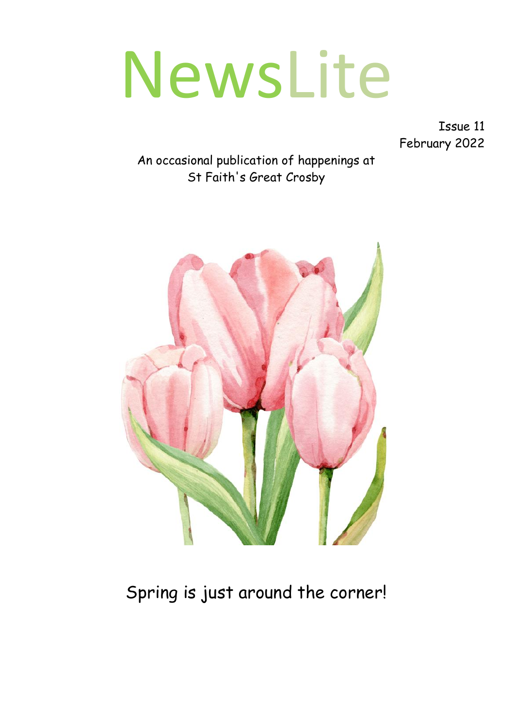# NewsLite

Issue 11
February 2022

An occasional publication of happenings at
St Faith's Great Crosby

Spring is just around the corner!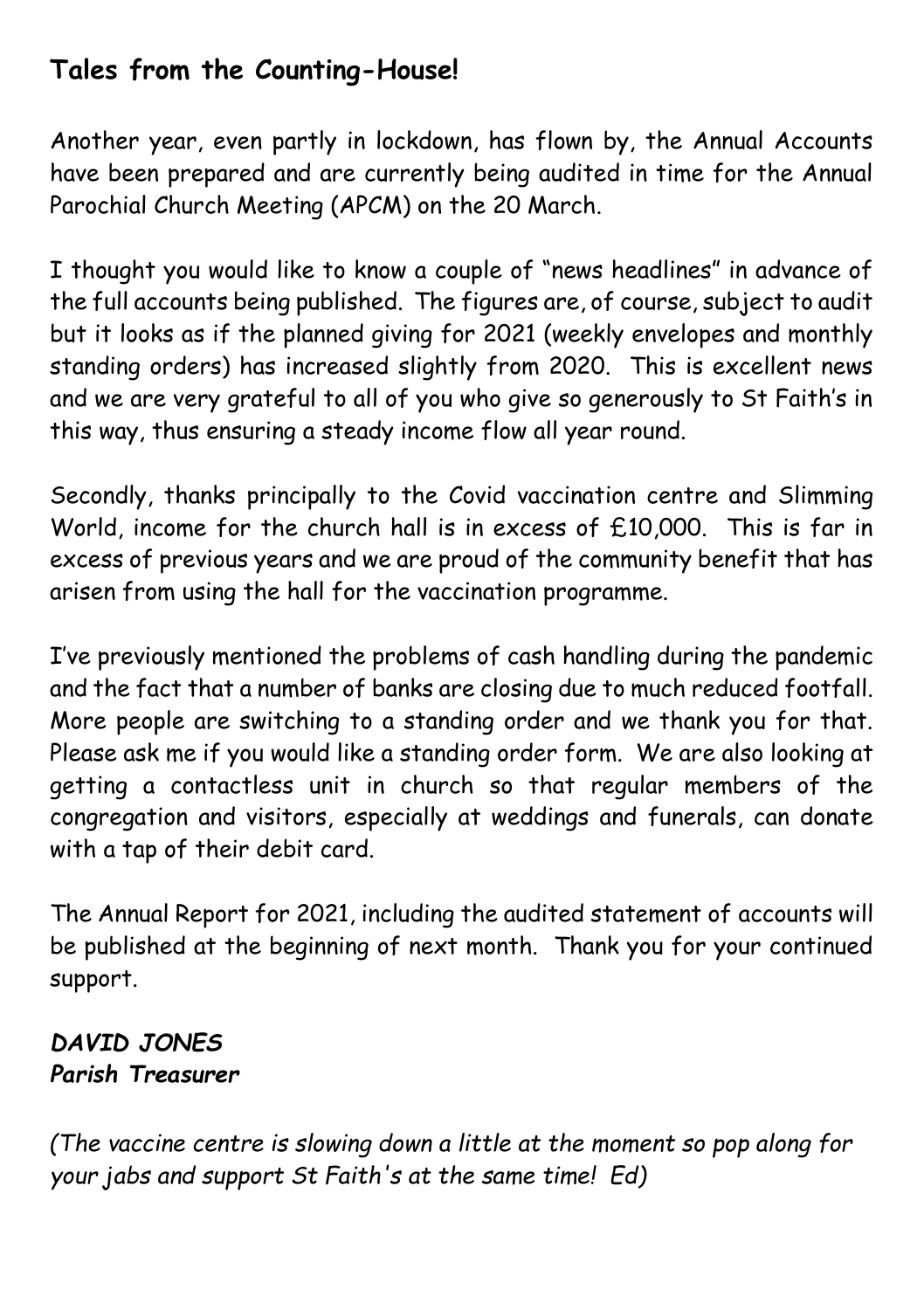## Tales from the Counting-House!

Another year, even partly in lockdown, has flown by, the Annual Accounts have been prepared and are currently being audited in time for the Annual Parochial Church Meeting (APCM) on the 20 March.

I thought you would like to know a couple of "news headlines" in advance of the full accounts being published. The figures are, of course, subject to audit but it looks as if the planned giving for 2021 (weekly envelopes and monthly standing orders) has increased slightly from 2020. This is excellent news and we are very grateful to all of you who give so generously to St Faith's in this way, thus ensuring a steady income flow all year round.

Secondly, thanks principally to the Covid vaccination centre and Slimming World, income for the church hall is in excess of £10,000. This is far in excess of previous years and we are proud of the community benefit that has arisen from using the hall for the vaccination programme.

I've previously mentioned the problems of cash handling during the pandemic and the fact that a number of banks are closing due to much reduced footfall. More people are switching to a standing order and we thank you for that. Please ask me if you would like a standing order form. We are also looking at getting a contactless unit in church so that regular members of the congregation and visitors, especially at weddings and funerals, can donate with a tap of their debit card.

The Annual Report for 2021, including the audited statement of accounts will be published at the beginning of next month. Thank you for your continued support.

***DAVID JONES***
***Parish Treasurer***

*(The vaccine centre is slowing down a little at the moment so pop along for your jabs and support St Faith's at the same time! Ed)*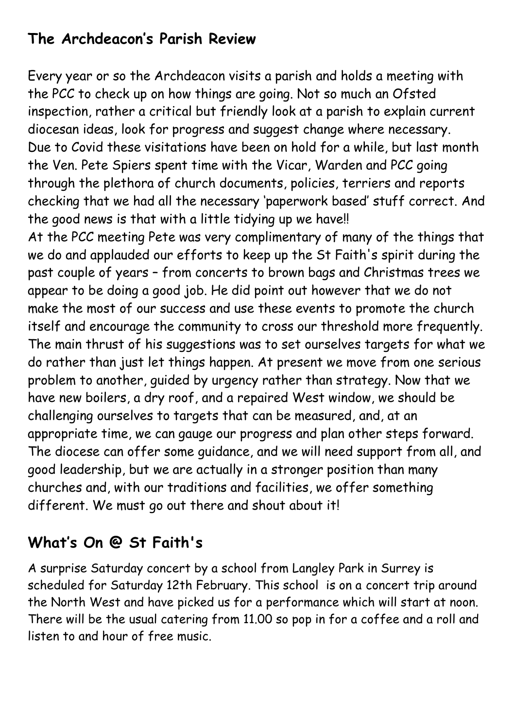## The Archdeacon's Parish Review

Every year or so the Archdeacon visits a parish and holds a meeting with the PCC to check up on how things are going. Not so much an Ofsted inspection, rather a critical but friendly look at a parish to explain current diocesan ideas, look for progress and suggest change where necessary. Due to Covid these visitations have been on hold for a while, but last month the Ven. Pete Spiers spent time with the Vicar, Warden and PCC going through the plethora of church documents, policies, terriers and reports checking that we had all the necessary 'paperwork based' stuff correct. And the good news is that with a little tidying up we have!!

At the PCC meeting Pete was very complimentary of many of the things that we do and applauded our efforts to keep up the St Faith's spirit during the past couple of years – from concerts to brown bags and Christmas trees we appear to be doing a good job. He did point out however that we do not make the most of our success and use these events to promote the church itself and encourage the community to cross our threshold more frequently. The main thrust of his suggestions was to set ourselves targets for what we do rather than just let things happen. At present we move from one serious problem to another, guided by urgency rather than strategy. Now that we have new boilers, a dry roof, and a repaired West window, we should be challenging ourselves to targets that can be measured, and, at an appropriate time, we can gauge our progress and plan other steps forward. The diocese can offer some guidance, and we will need support from all, and good leadership, but we are actually in a stronger position than many churches and, with our traditions and facilities, we offer something different. We must go out there and shout about it!

## What's On @ St Faith's

A surprise Saturday concert by a school from Langley Park in Surrey is scheduled for Saturday 12th February. This school is on a concert trip around the North West and have picked us for a performance which will start at noon. There will be the usual catering from 11.00 so pop in for a coffee and a roll and listen to and hour of free music.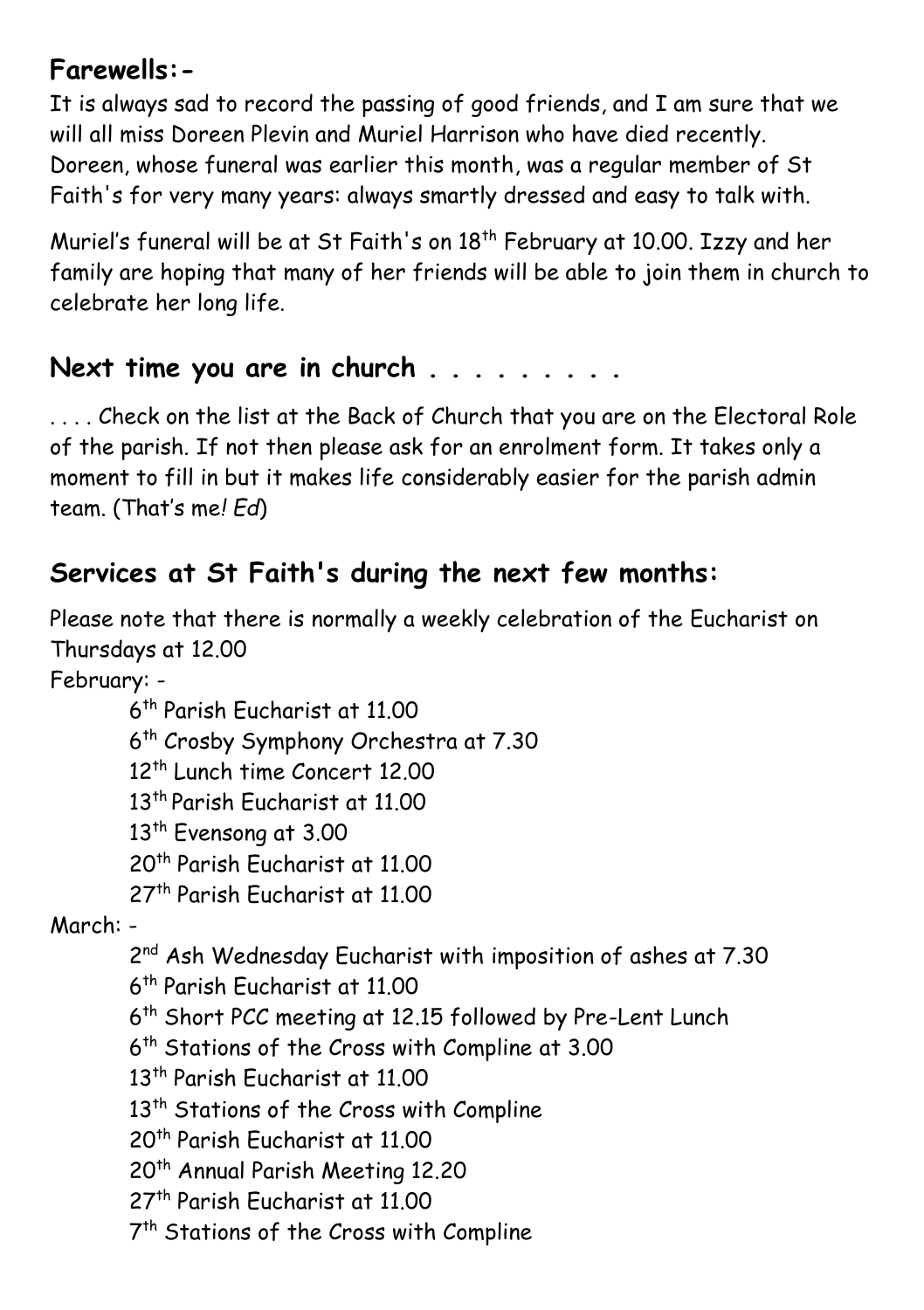## Farewells:-

It is always sad to record the passing of good friends, and I am sure that we will all miss Doreen Plevin and Muriel Harrison who have died recently. Doreen, whose funeral was earlier this month, was a regular member of St Faith's for very many years: always smartly dressed and easy to talk with.

Muriel's funeral will be at St Faith's on 18th February at 10.00. Izzy and her family are hoping that many of her friends will be able to join them in church to celebrate her long life.

## Next time you are in church . . . . . . . . .

. . . . Check on the list at the Back of Church that you are on the Electoral Role of the parish. If not then please ask for an enrolment form. It takes only a moment to fill in but it makes life considerably easier for the parish admin team. (That's me*! Ed*)

## Services at St Faith's during the next few months:

Please note that there is normally a weekly celebration of the Eucharist on Thursdays at 12.00

February: -

- 6th Parish Eucharist at 11.00
- 6th Crosby Symphony Orchestra at 7.30
- 12th Lunch time Concert 12.00
- 13th Parish Eucharist at 11.00
- 13th Evensong at 3.00
- 20th Parish Eucharist at 11.00
- 27th Parish Eucharist at 11.00

March: -

- 2nd Ash Wednesday Eucharist with imposition of ashes at 7.30
- 6th Parish Eucharist at 11.00
- 6th Short PCC meeting at 12.15 followed by Pre-Lent Lunch
- 6th Stations of the Cross with Compline at 3.00
- 13th Parish Eucharist at 11.00
- 13th Stations of the Cross with Compline
- 20th Parish Eucharist at 11.00
- 20th Annual Parish Meeting 12.20
- 27th Parish Eucharist at 11.00
- 7th Stations of the Cross with Compline